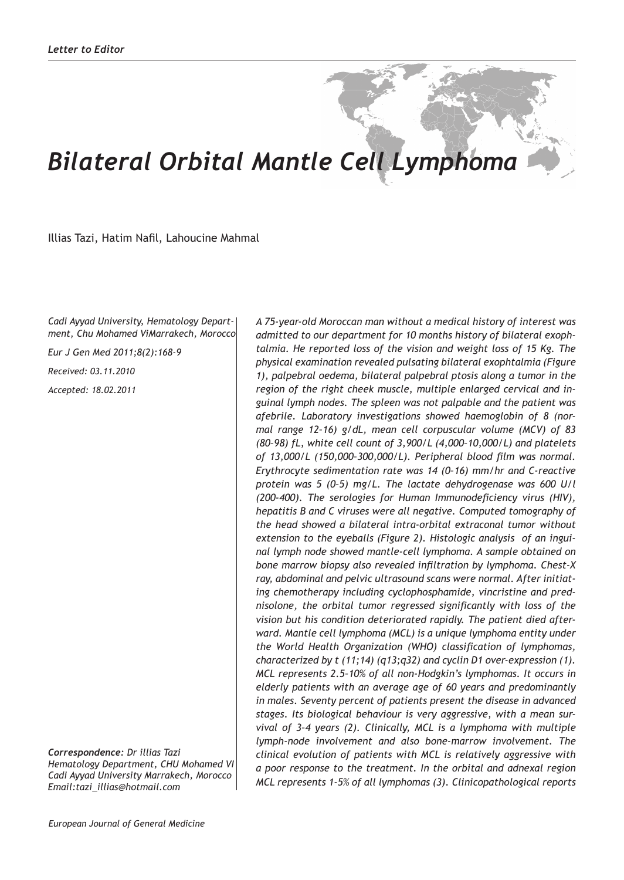*Letter to Editor*

# *Bilateral Orbital Mantle Cell Lymphoma*

Illias Tazi, Hatim Nafil, Lahoucine Mahmal

*Cadi Ayyad University, Hematology Department, Chu Mohamed ViMarrakech, Morocco*

*Eur J Gen Med 2011;8(2):168-9*

*Received: 03.11.2010*

*Accepted: 18.02.2011*

*A 75-year-old Moroccan man without a medical history of interest was admitted to our department for 10 months history of bilateral exophtalmia. He reported loss of the vision and weight loss of 15 Kg. The physical examination revealed pulsating bilateral exophtalmia (Figure 1), palpebral oedema, bilateral palpebral ptosis along a tumor in the region of the right cheek muscle, multiple enlarged cervical and inguinal lymph nodes. The spleen was not palpable and the patient was afebrile. Laboratory investigations showed haemoglobin of 8 (normal range 12–16) g/dL, mean cell corpuscular volume (MCV) of 83 (80–98) fL, white cell count of 3,900/L (4,000–10,000/L) and platelets of 13,000/L (150,000–300,000/L). Peripheral blood film was normal. Erythrocyte sedimentation rate was 14 (0–16) mm/hr and C-reactive protein was 5 (0–5) mg/L. The lactate dehydrogenase was 600 U/l (200-400). The serologies for Human Immunodeficiency virus (HIV), hepatitis B and C viruses were all negative. Computed tomography of the head showed a bilateral intra-orbital extraconal tumor without extension to the eyeballs (Figure 2). Histologic analysis of an inguinal lymph node showed mantle-cell lymphoma. A sample obtained on bone marrow biopsy also revealed infiltration by lymphoma. Chest-X ray, abdominal and pelvic ultrasound scans were normal. After initiating chemotherapy including cyclophosphamide, vincristine and prednisolone, the orbital tumor regressed significantly with loss of the vision but his condition deteriorated rapidly. The patient died afterward. Mantle cell lymphoma (MCL) is a unique lymphoma entity under the World Health Organization (WHO) classification of lymphomas, characterized by t (11;14) (q13;q32) and cyclin D1 over-expression (1). MCL represents 2.5–10% of all non-Hodgkin's lymphomas. It occurs in elderly patients with an average age of 60 years and predominantly in males. Seventy percent of patients present the disease in advanced stages. Its biological behaviour is very aggressive, with a mean survival of 3–4 years (2). Clinically, MCL is a lymphoma with multiple lymph-node involvement and also bone-marrow involvement. The clinical evolution of patients with MCL is relatively aggressive with a poor response to the treatment. In the orbital and adnexal region MCL represents 1-5% of all lymphomas (3). Clinicopathological reports*

***Correspondence:*** *Dr illias Tazi*
*Hematology Department, CHU Mohamed VI*
*Cadi Ayyad University Marrakech, Morocco*
*Email:tazi_illias@hotmail.com*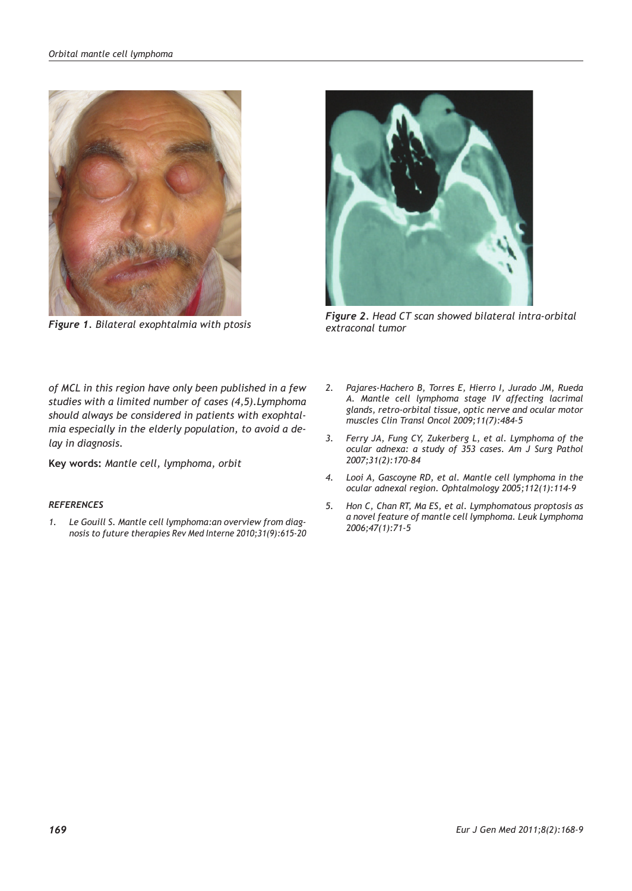*Figure 1. Bilateral exophtalmia with ptosis*

*Figure 2. Head CT scan showed bilateral intra-orbital extraconal tumor*

*of MCL in this region have only been published in a few studies with a limited number of cases (4,5).Lymphoma should always be considered in patients with exophtalmia especially in the elderly population, to avoid a delay in diagnosis.*

**Key words:** *Mantle cell, lymphoma, orbit*

### *REFERENCES*

1. *Le Gouill S. Mantle cell lymphoma:an overview from diagnosis to future therapies Rev Med Interne 2010;31(9):615-20*
2. *Pajares-Hachero B, Torres E, Hierro I, Jurado JM, Rueda A. Mantle cell lymphoma stage IV affecting lacrimal glands, retro-orbital tissue, optic nerve and ocular motor muscles Clin Transl Oncol 2009;11(7):484-5*
3. *Ferry JA, Fung CY, Zukerberg L, et al. Lymphoma of the ocular adnexa: a study of 353 cases. Am J Surg Pathol 2007;31(2):170-84*
4. *Looi A, Gascoyne RD, et al. Mantle cell lymphoma in the ocular adnexal region. Ophtalmology 2005;112(1):114-9*
5. *Hon C, Chan RT, Ma ES, et al. Lymphomatous proptosis as a novel feature of mantle cell lymphoma. Leuk Lymphoma 2006;47(1):71-5*